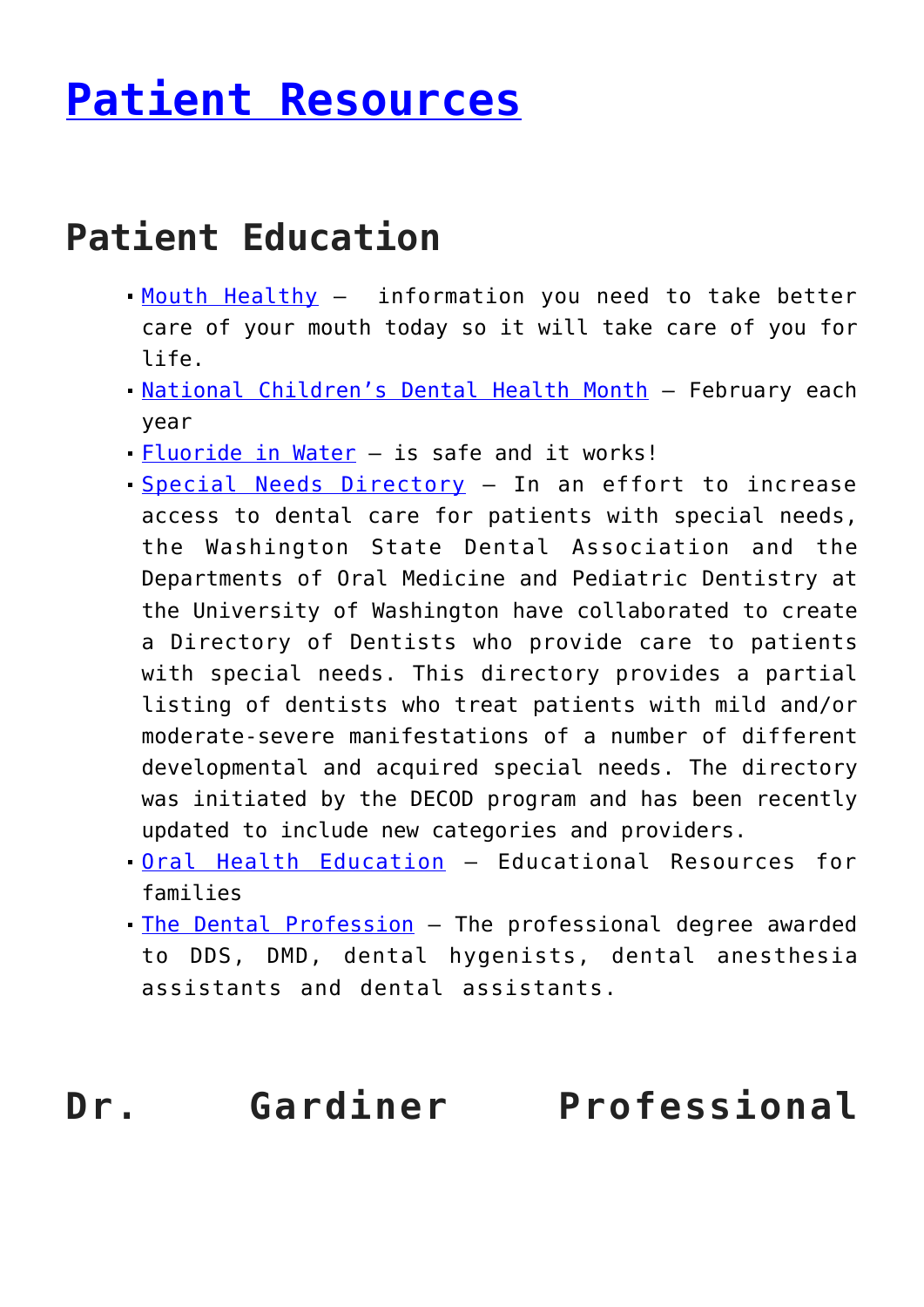# Patient Resources

## Patient Education

- Mouth Healthy – information you need to take better care of your mouth today so it will take care of you for life.
- National Children's Dental Health Month – February each year
- Fluoride in Water – is safe and it works!
- Special Needs Directory – In an effort to increase access to dental care for patients with special needs, the Washington State Dental Association and the Departments of Oral Medicine and Pediatric Dentistry at the University of Washington have collaborated to create a Directory of Dentists who provide care to patients with special needs. This directory provides a partial listing of dentists who treat patients with mild and/or moderate-severe manifestations of a number of different developmental and acquired special needs. The directory was initiated by the DECOD program and has been recently updated to include new categories and providers.
- Oral Health Education – Educational Resources for families
- The Dental Profession – The professional degree awarded to DDS, DMD, dental hygenists, dental anesthesia assistants and dental assistants.

## Dr. Gardiner Professional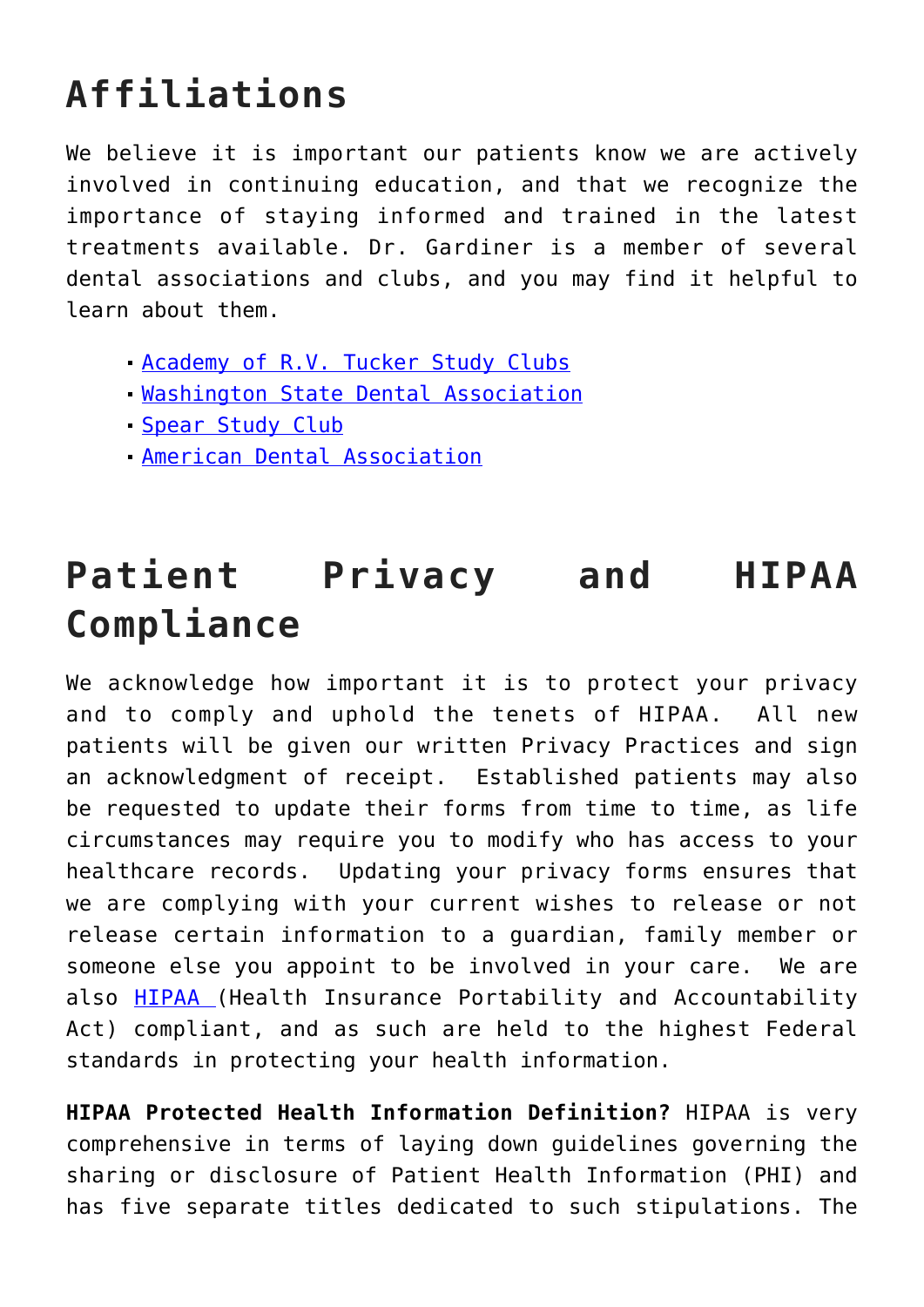# Affiliations

We believe it is important our patients know we are actively involved in continuing education, and that we recognize the importance of staying informed and trained in the latest treatments available. Dr. Gardiner is a member of several dental associations and clubs, and you may find it helpful to learn about them.

- Academy of R.V. Tucker Study Clubs
- Washington State Dental Association
- Spear Study Club
- American Dental Association

# Patient Privacy and HIPAA Compliance

We acknowledge how important it is to protect your privacy and to comply and uphold the tenets of HIPAA. All new patients will be given our written Privacy Practices and sign an acknowledgment of receipt. Established patients may also be requested to update their forms from time to time, as life circumstances may require you to modify who has access to your healthcare records. Updating your privacy forms ensures that we are complying with your current wishes to release or not release certain information to a guardian, family member or someone else you appoint to be involved in your care. We are also HIPAA (Health Insurance Portability and Accountability Act) compliant, and as such are held to the highest Federal standards in protecting your health information.

**HIPAA Protected Health Information Definition?** HIPAA is very comprehensive in terms of laying down guidelines governing the sharing or disclosure of Patient Health Information (PHI) and has five separate titles dedicated to such stipulations. The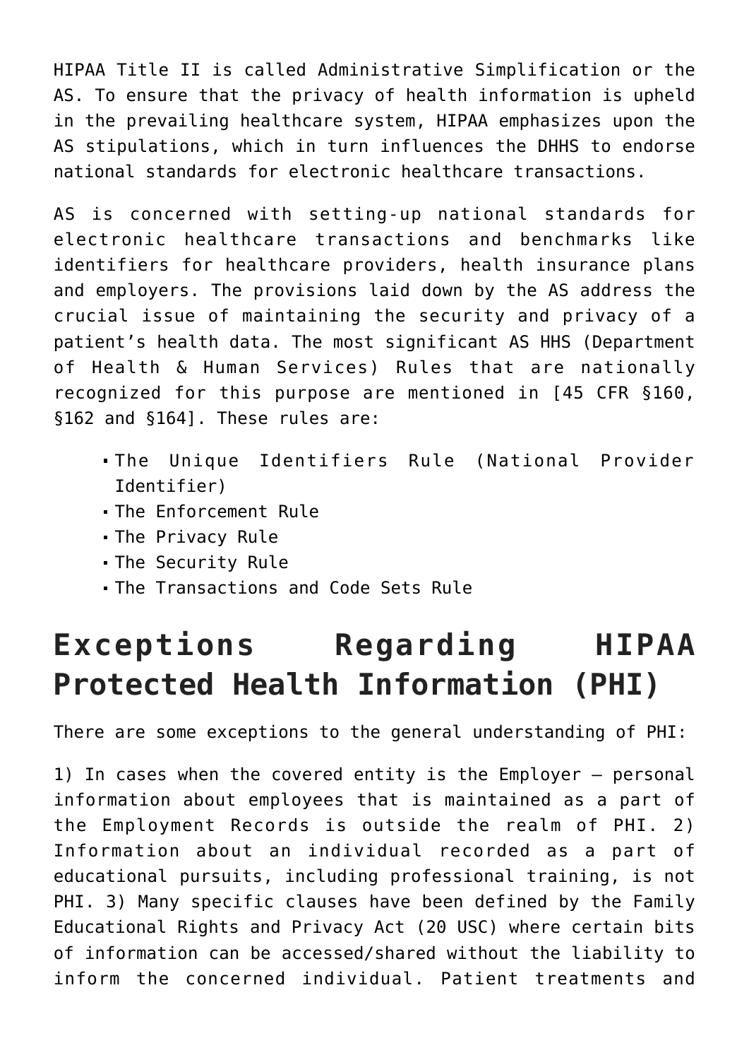HIPAA Title II is called Administrative Simplification or the AS. To ensure that the privacy of health information is upheld in the prevailing healthcare system, HIPAA emphasizes upon the AS stipulations, which in turn influences the DHHS to endorse national standards for electronic healthcare transactions.

AS is concerned with setting-up national standards for electronic healthcare transactions and benchmarks like identifiers for healthcare providers, health insurance plans and employers. The provisions laid down by the AS address the crucial issue of maintaining the security and privacy of a patient's health data. The most significant AS HHS (Department of Health & Human Services) Rules that are nationally recognized for this purpose are mentioned in [45 CFR §160, §162 and §164]. These rules are:

- The Unique Identifiers Rule (National Provider Identifier)
- The Enforcement Rule
- The Privacy Rule
- The Security Rule
- The Transactions and Code Sets Rule

## Exceptions Regarding HIPAA Protected Health Information (PHI)

There are some exceptions to the general understanding of PHI:

1) In cases when the covered entity is the Employer – personal information about employees that is maintained as a part of the Employment Records is outside the realm of PHI. 2) Information about an individual recorded as a part of educational pursuits, including professional training, is not PHI. 3) Many specific clauses have been defined by the Family Educational Rights and Privacy Act (20 USC) where certain bits of information can be accessed/shared without the liability to inform the concerned individual. Patient treatments and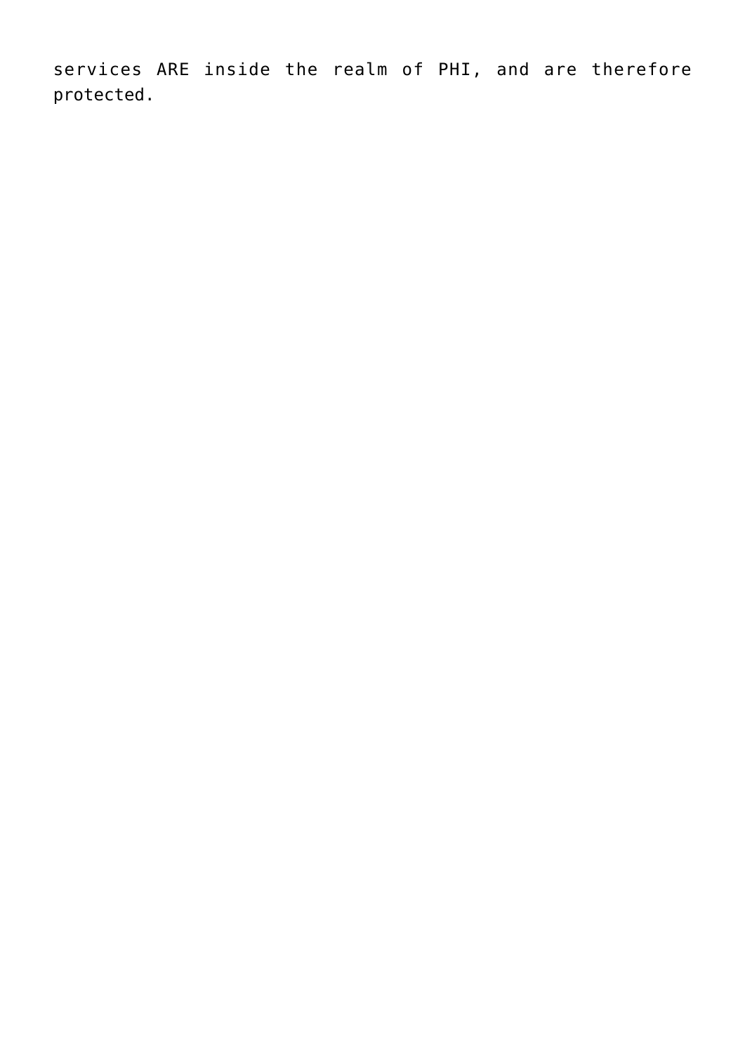services ARE inside the realm of PHI, and are therefore protected.